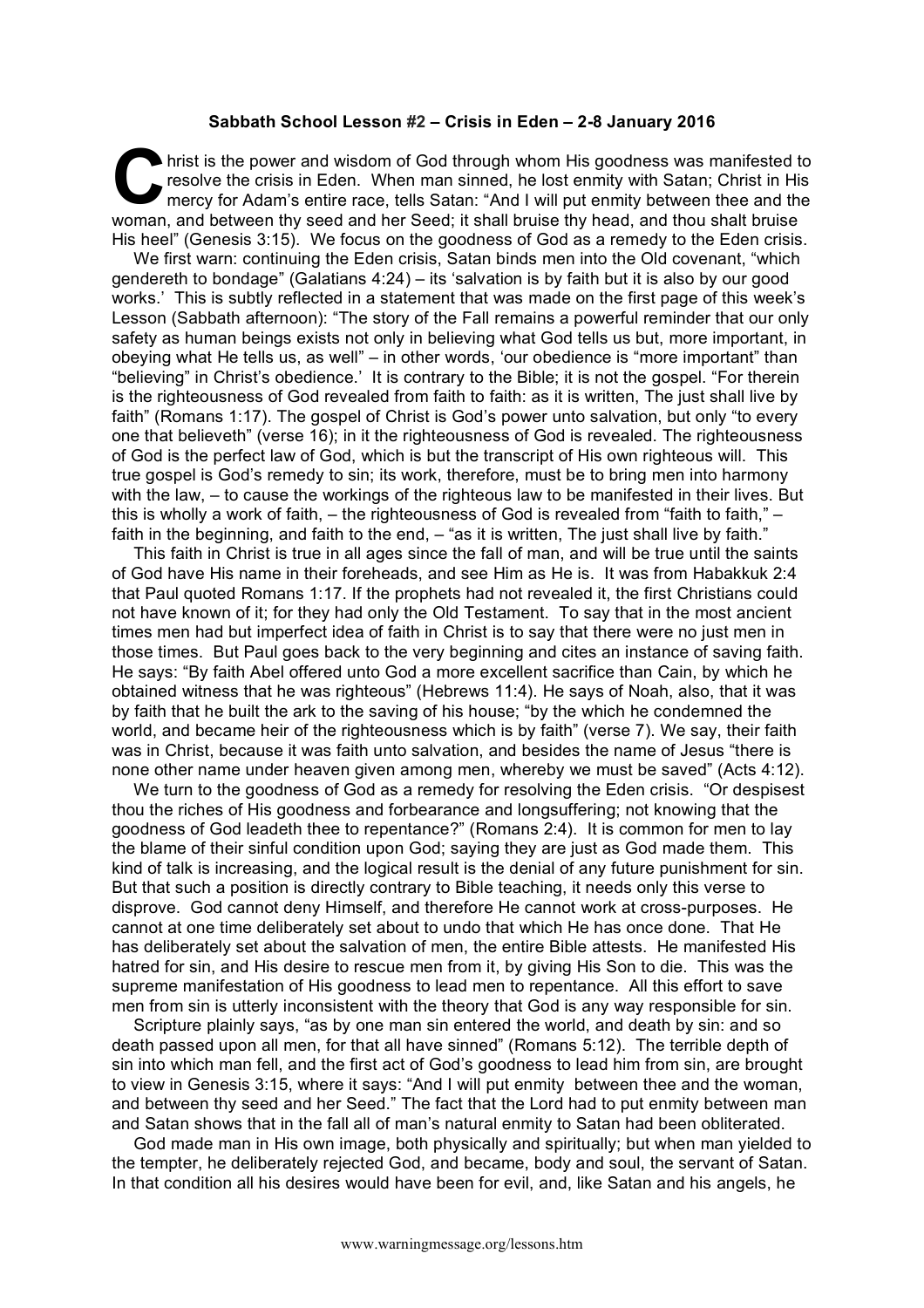**Sabbath School Lesson #2 – Crisis in Eden – 2-8 January 2016**

Christ is the power and wisdom of God through whom His goodness was manifested to resolve the crisis in Eden. When man sinned, he lost enmity with Satan; Christ in His mercy for Adam's entire race, tells Satan: "And I will put enmity between thee and the woman, and between thy seed and her Seed; it shall bruise thy head, and thou shalt bruise His heel" (Genesis 3:15). We focus on the goodness of God as a remedy to the Eden crisis.

We first warn: continuing the Eden crisis, Satan binds men into the Old covenant, "which gendereth to bondage" (Galatians 4:24) – its 'salvation is by faith but it is also by our good works.' This is subtly reflected in a statement that was made on the first page of this week's Lesson (Sabbath afternoon): "The story of the Fall remains a powerful reminder that our only safety as human beings exists not only in believing what God tells us but, more important, in obeying what He tells us, as well" – in other words, 'our obedience is "more important" than "believing" in Christ's obedience.' It is contrary to the Bible; it is not the gospel. "For therein is the righteousness of God revealed from faith to faith: as it is written, The just shall live by faith" (Romans 1:17). The gospel of Christ is God's power unto salvation, but only "to every one that believeth" (verse 16); in it the righteousness of God is revealed. The righteousness of God is the perfect law of God, which is but the transcript of His own righteous will. This true gospel is God's remedy to sin; its work, therefore, must be to bring men into harmony with the law, – to cause the workings of the righteous law to be manifested in their lives. But this is wholly a work of faith, – the righteousness of God is revealed from "faith to faith," – faith in the beginning, and faith to the end, – "as it is written, The just shall live by faith."

This faith in Christ is true in all ages since the fall of man, and will be true until the saints of God have His name in their foreheads, and see Him as He is. It was from Habakkuk 2:4 that Paul quoted Romans 1:17. If the prophets had not revealed it, the first Christians could not have known of it; for they had only the Old Testament. To say that in the most ancient times men had but imperfect idea of faith in Christ is to say that there were no just men in those times. But Paul goes back to the very beginning and cites an instance of saving faith. He says: "By faith Abel offered unto God a more excellent sacrifice than Cain, by which he obtained witness that he was righteous" (Hebrews 11:4). He says of Noah, also, that it was by faith that he built the ark to the saving of his house; "by the which he condemned the world, and became heir of the righteousness which is by faith" (verse 7). We say, their faith was in Christ, because it was faith unto salvation, and besides the name of Jesus "there is none other name under heaven given among men, whereby we must be saved" (Acts 4:12).

We turn to the goodness of God as a remedy for resolving the Eden crisis. "Or despisest thou the riches of His goodness and forbearance and longsuffering; not knowing that the goodness of God leadeth thee to repentance?" (Romans 2:4). It is common for men to lay the blame of their sinful condition upon God; saying they are just as God made them. This kind of talk is increasing, and the logical result is the denial of any future punishment for sin. But that such a position is directly contrary to Bible teaching, it needs only this verse to disprove. God cannot deny Himself, and therefore He cannot work at cross-purposes. He cannot at one time deliberately set about to undo that which He has once done. That He has deliberately set about the salvation of men, the entire Bible attests. He manifested His hatred for sin, and His desire to rescue men from it, by giving His Son to die. This was the supreme manifestation of His goodness to lead men to repentance. All this effort to save men from sin is utterly inconsistent with the theory that God is any way responsible for sin.

Scripture plainly says, "as by one man sin entered the world, and death by sin: and so death passed upon all men, for that all have sinned" (Romans 5:12). The terrible depth of sin into which man fell, and the first act of God's goodness to lead him from sin, are brought to view in Genesis 3:15, where it says: "And I will put enmity between thee and the woman, and between thy seed and her Seed." The fact that the Lord had to put enmity between man and Satan shows that in the fall all of man's natural enmity to Satan had been obliterated.

God made man in His own image, both physically and spiritually; but when man yielded to the tempter, he deliberately rejected God, and became, body and soul, the servant of Satan. In that condition all his desires would have been for evil, and, like Satan and his angels, he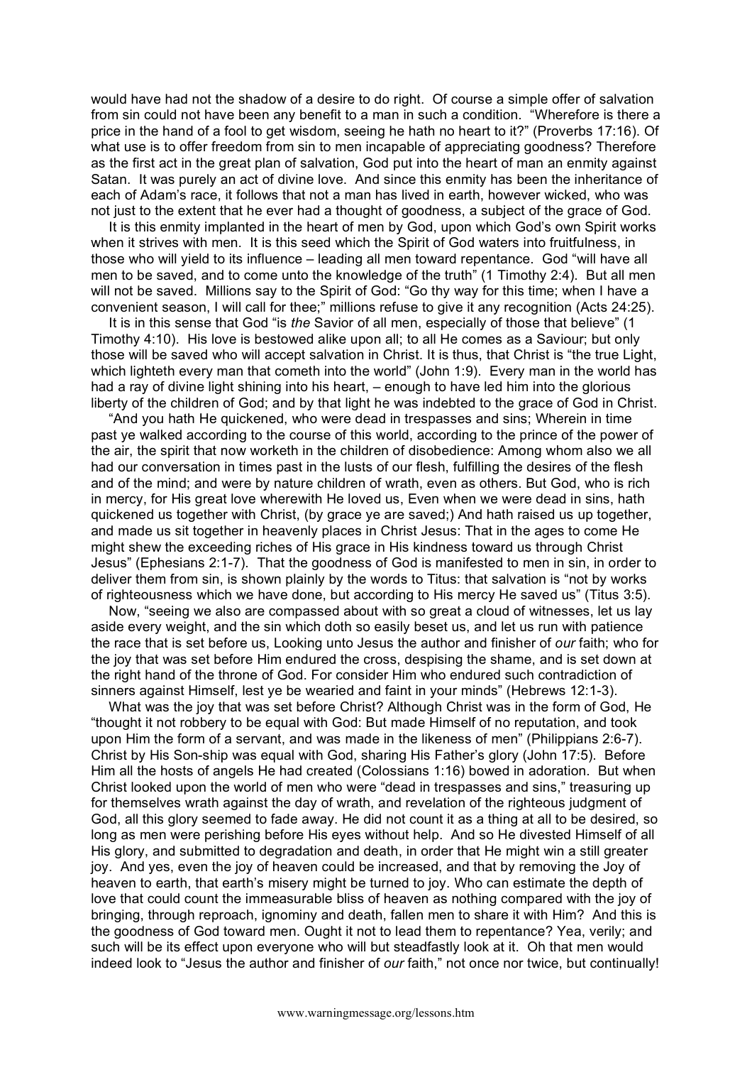would have had not the shadow of a desire to do right. Of course a simple offer of salvation from sin could not have been any benefit to a man in such a condition. "Wherefore is there a price in the hand of a fool to get wisdom, seeing he hath no heart to it?" (Proverbs 17:16). Of what use is to offer freedom from sin to men incapable of appreciating goodness? Therefore as the first act in the great plan of salvation, God put into the heart of man an enmity against Satan. It was purely an act of divine love. And since this enmity has been the inheritance of each of Adam's race, it follows that not a man has lived in earth, however wicked, who was not just to the extent that he ever had a thought of goodness, a subject of the grace of God.

It is this enmity implanted in the heart of men by God, upon which God's own Spirit works when it strives with men. It is this seed which the Spirit of God waters into fruitfulness, in those who will yield to its influence – leading all men toward repentance. God "will have all men to be saved, and to come unto the knowledge of the truth" (1 Timothy 2:4). But all men will not be saved. Millions say to the Spirit of God: "Go thy way for this time; when I have a convenient season, I will call for thee;" millions refuse to give it any recognition (Acts 24:25).

It is in this sense that God "is *the* Savior of all men, especially of those that believe" (1 Timothy 4:10). His love is bestowed alike upon all; to all He comes as a Saviour; but only those will be saved who will accept salvation in Christ. It is thus, that Christ is "the true Light, which lighteth every man that cometh into the world" (John 1:9). Every man in the world has had a ray of divine light shining into his heart, – enough to have led him into the glorious liberty of the children of God; and by that light he was indebted to the grace of God in Christ.

"And you hath He quickened, who were dead in trespasses and sins; Wherein in time past ye walked according to the course of this world, according to the prince of the power of the air, the spirit that now worketh in the children of disobedience: Among whom also we all had our conversation in times past in the lusts of our flesh, fulfilling the desires of the flesh and of the mind; and were by nature children of wrath, even as others. But God, who is rich in mercy, for His great love wherewith He loved us, Even when we were dead in sins, hath quickened us together with Christ, (by grace ye are saved;) And hath raised us up together, and made us sit together in heavenly places in Christ Jesus: That in the ages to come He might shew the exceeding riches of His grace in His kindness toward us through Christ Jesus" (Ephesians 2:1-7). That the goodness of God is manifested to men in sin, in order to deliver them from sin, is shown plainly by the words to Titus: that salvation is "not by works of righteousness which we have done, but according to His mercy He saved us" (Titus 3:5).

Now, "seeing we also are compassed about with so great a cloud of witnesses, let us lay aside every weight, and the sin which doth so easily beset us, and let us run with patience the race that is set before us, Looking unto Jesus the author and finisher of *our* faith; who for the joy that was set before Him endured the cross, despising the shame, and is set down at the right hand of the throne of God. For consider Him who endured such contradiction of sinners against Himself, lest ye be wearied and faint in your minds" (Hebrews 12:1-3).

What was the joy that was set before Christ? Although Christ was in the form of God, He "thought it not robbery to be equal with God: But made Himself of no reputation, and took upon Him the form of a servant, and was made in the likeness of men" (Philippians 2:6-7). Christ by His Son-ship was equal with God, sharing His Father's glory (John 17:5). Before Him all the hosts of angels He had created (Colossians 1:16) bowed in adoration. But when Christ looked upon the world of men who were "dead in trespasses and sins," treasuring up for themselves wrath against the day of wrath, and revelation of the righteous judgment of God, all this glory seemed to fade away. He did not count it as a thing at all to be desired, so long as men were perishing before His eyes without help. And so He divested Himself of all His glory, and submitted to degradation and death, in order that He might win a still greater joy. And yes, even the joy of heaven could be increased, and that by removing the Joy of heaven to earth, that earth's misery might be turned to joy. Who can estimate the depth of love that could count the immeasurable bliss of heaven as nothing compared with the joy of bringing, through reproach, ignominy and death, fallen men to share it with Him? And this is the goodness of God toward men. Ought it not to lead them to repentance? Yea, verily; and such will be its effect upon everyone who will but steadfastly look at it. Oh that men would indeed look to "Jesus the author and finisher of *our* faith," not once nor twice, but continually!